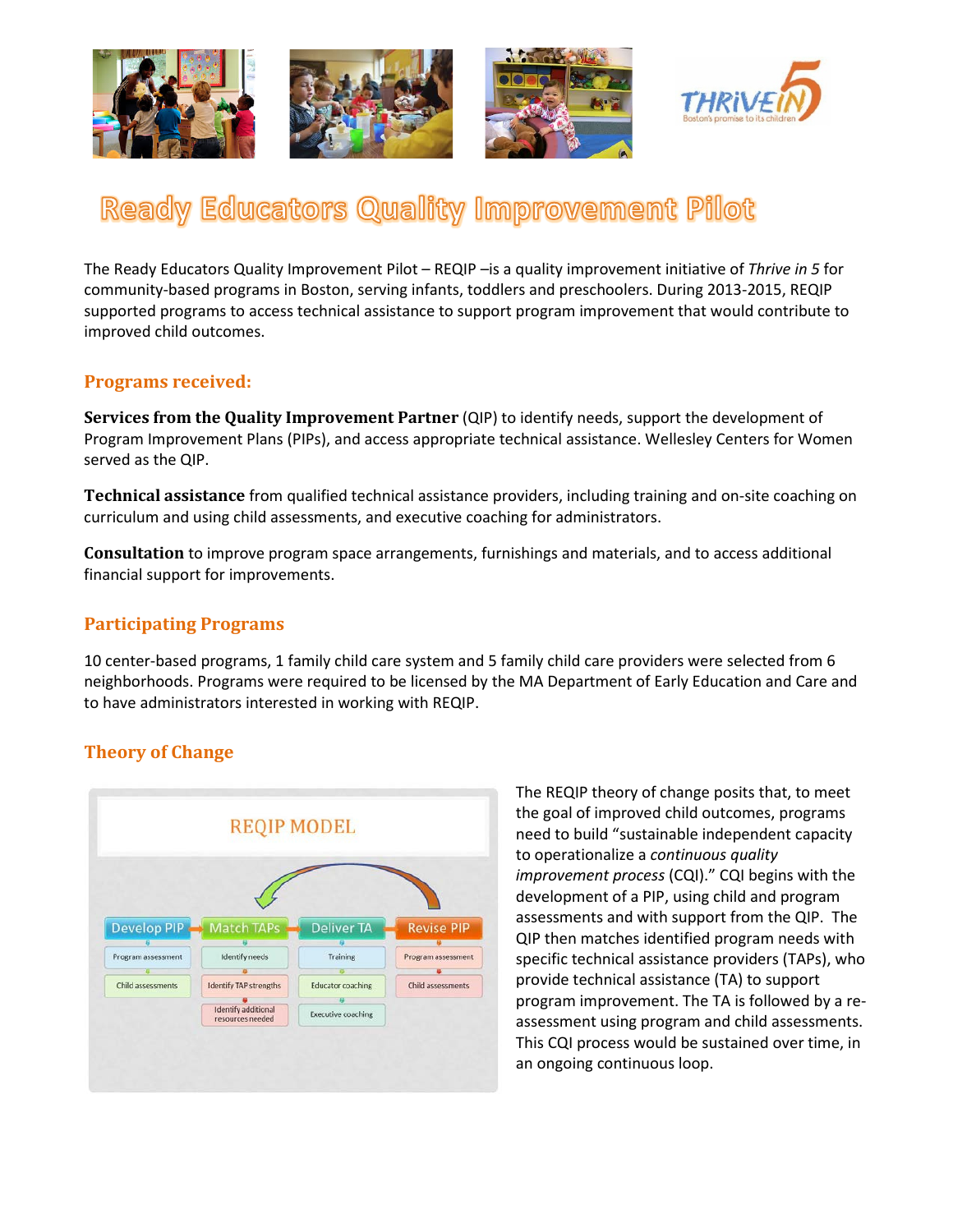# Ready Educators Quality Improvement Pilot

The Ready Educators Quality Improvement Pilot – REQIP –is a quality improvement initiative of *Thrive in 5* for community-based programs in Boston, serving infants, toddlers and preschoolers. During 2013-2015, REQIP supported programs to access technical assistance to support program improvement that would contribute to improved child outcomes.

## Programs received:

**Services from the Quality Improvement Partner** (QIP) to identify needs, support the development of Program Improvement Plans (PIPs), and access appropriate technical assistance. Wellesley Centers for Women served as the QIP.

**Technical assistance** from qualified technical assistance providers, including training and on-site coaching on curriculum and using child assessments, and executive coaching for administrators.

**Consultation** to improve program space arrangements, furnishings and materials, and to access additional financial support for improvements.

## Participating Programs

10 center-based programs, 1 family child care system and 5 family child care providers were selected from 6 neighborhoods. Programs were required to be licensed by the MA Department of Early Education and Care and to have administrators interested in working with REQIP.

## Theory of Change

REQIP MODEL

| Develop PIP | Match TAPs | Deliver TA | Revise PIP |
|---|---|---|---|
| Program assessment | Identify needs | Training | Program assessment |
| Child assessments | Identify TAP strengths | Educator coaching | Child assessments |
| | Identify additional resources needed | Executive coaching | |

The REQIP theory of change posits that, to meet the goal of improved child outcomes, programs need to build "sustainable independent capacity to operationalize a *continuous quality improvement process* (CQI)." CQI begins with the development of a PIP, using child and program assessments and with support from the QIP. The QIP then matches identified program needs with specific technical assistance providers (TAPs), who provide technical assistance (TA) to support program improvement. The TA is followed by a re-assessment using program and child assessments. This CQI process would be sustained over time, in an ongoing continuous loop.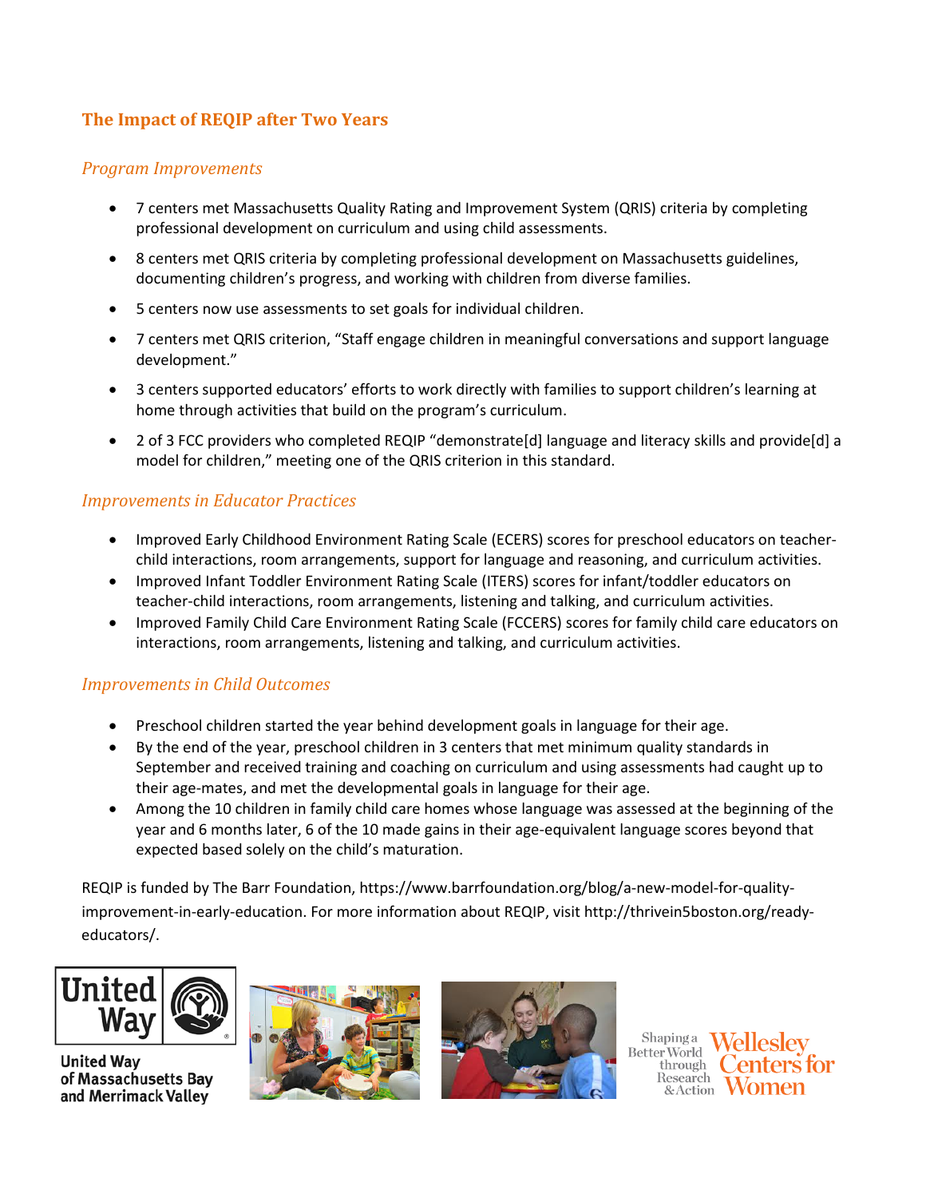## The Impact of REQIP after Two Years

### *Program Improvements*

- 7 centers met Massachusetts Quality Rating and Improvement System (QRIS) criteria by completing professional development on curriculum and using child assessments.
- 8 centers met QRIS criteria by completing professional development on Massachusetts guidelines, documenting children's progress, and working with children from diverse families.
- 5 centers now use assessments to set goals for individual children.
- 7 centers met QRIS criterion, "Staff engage children in meaningful conversations and support language development."
- 3 centers supported educators' efforts to work directly with families to support children's learning at home through activities that build on the program's curriculum.
- 2 of 3 FCC providers who completed REQIP "demonstrate[d] language and literacy skills and provide[d] a model for children," meeting one of the QRIS criterion in this standard.

### *Improvements in Educator Practices*

- Improved Early Childhood Environment Rating Scale (ECERS) scores for preschool educators on teacher-child interactions, room arrangements, support for language and reasoning, and curriculum activities.
- Improved Infant Toddler Environment Rating Scale (ITERS) scores for infant/toddler educators on teacher-child interactions, room arrangements, listening and talking, and curriculum activities.
- Improved Family Child Care Environment Rating Scale (FCCERS) scores for family child care educators on interactions, room arrangements, listening and talking, and curriculum activities.

### *Improvements in Child Outcomes*

- Preschool children started the year behind development goals in language for their age.
- By the end of the year, preschool children in 3 centers that met minimum quality standards in September and received training and coaching on curriculum and using assessments had caught up to their age-mates, and met the developmental goals in language for their age.
- Among the 10 children in family child care homes whose language was assessed at the beginning of the year and 6 months later, 6 of the 10 made gains in their age-equivalent language scores beyond that expected based solely on the child's maturation.

REQIP is funded by The Barr Foundation, https://www.barrfoundation.org/blog/a-new-model-for-quality-improvement-in-early-education. For more information about REQIP, visit http://thrivein5boston.org/ready-educators/.

United Way of Massachusetts Bay and Merrimack Valley

Shaping a Better World through Research & Action — Wellesley Centers for Women